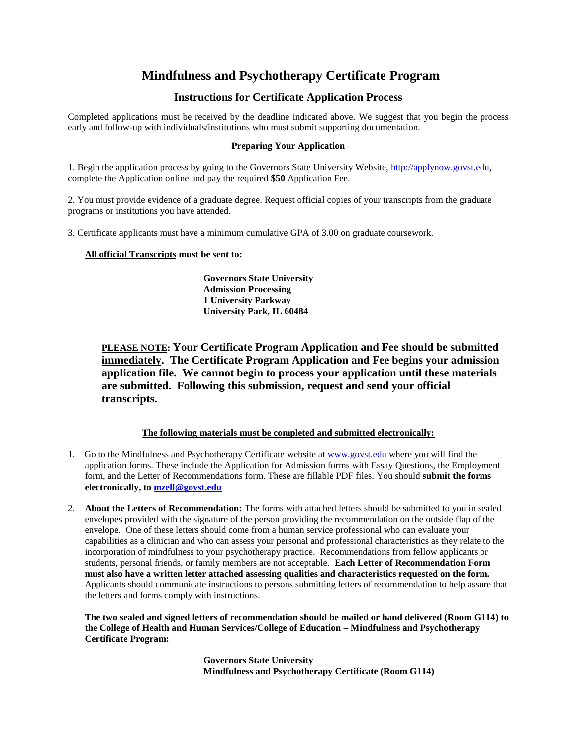# Mindfulness and Psychotherapy Certificate Program

## Instructions for Certificate Application Process

Completed applications must be received by the deadline indicated above. We suggest that you begin the process early and follow-up with individuals/institutions who must submit supporting documentation.

**Preparing Your Application**

1. Begin the application process by going to the Governors State University Website, http://applynow.govst.edu, complete the Application online and pay the required **$50** Application Fee.

2. You must provide evidence of a graduate degree. Request official copies of your transcripts from the graduate programs or institutions you have attended.

3. Certificate applicants must have a minimum cumulative GPA of 3.00 on graduate coursework.

**All official Transcripts must be sent to:**

**Governors State University**
**Admission Processing**
**1 University Parkway**
**University Park, IL 60484**

**PLEASE NOTE: Your Certificate Program Application and Fee should be submitted immediately. The Certificate Program Application and Fee begins your admission application file. We cannot begin to process your application until these materials are submitted. Following this submission, request and send your official transcripts.**

**The following materials must be completed and submitted electronically:**

1. Go to the Mindfulness and Psychotherapy Certificate website at www.govst.edu where you will find the application forms. These include the Application for Admission forms with Essay Questions, the Employment form, and the Letter of Recommendations form. These are fillable PDF files. You should **submit the forms electronically, to mzell@govst.edu**

2. **About the Letters of Recommendation:** The forms with attached letters should be submitted to you in sealed envelopes provided with the signature of the person providing the recommendation on the outside flap of the envelope. One of these letters should come from a human service professional who can evaluate your capabilities as a clinician and who can assess your personal and professional characteristics as they relate to the incorporation of mindfulness to your psychotherapy practice. Recommendations from fellow applicants or students, personal friends, or family members are not acceptable. **Each Letter of Recommendation Form must also have a written letter attached assessing qualities and characteristics requested on the form.** Applicants should communicate instructions to persons submitting letters of recommendation to help assure that the letters and forms comply with instructions.

   **The two sealed and signed letters of recommendation should be mailed or hand delivered (Room G114) to the College of Health and Human Services/College of Education – Mindfulness and Psychotherapy Certificate Program:**

   **Governors State University**
   **Mindfulness and Psychotherapy Certificate (Room G114)**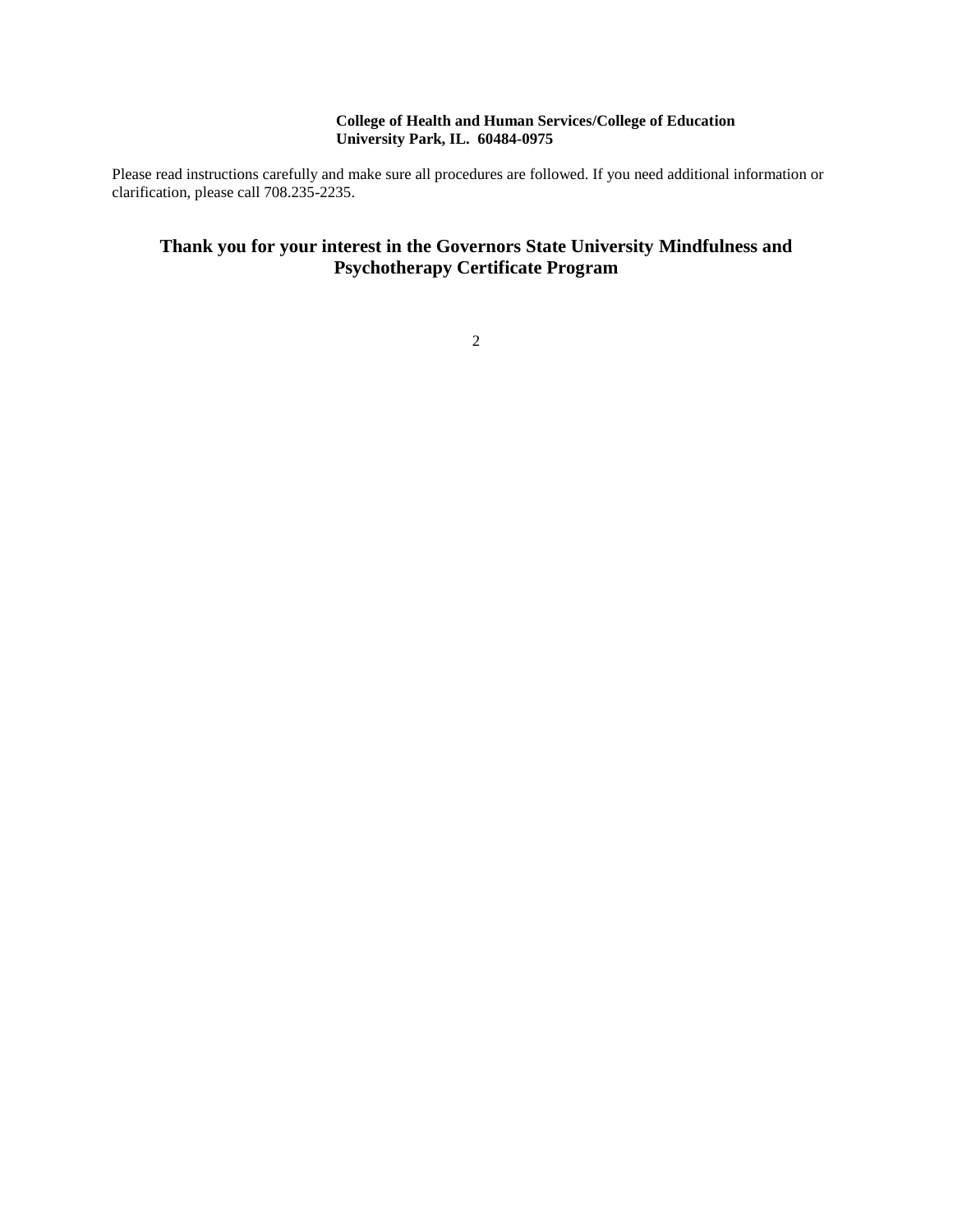**College of Health and Human Services/College of Education**
**University Park, IL. 60484-0975**

Please read instructions carefully and make sure all procedures are followed. If you need additional information or clarification, please call 708.235-2235.

## Thank you for your interest in the Governors State University Mindfulness and Psychotherapy Certificate Program